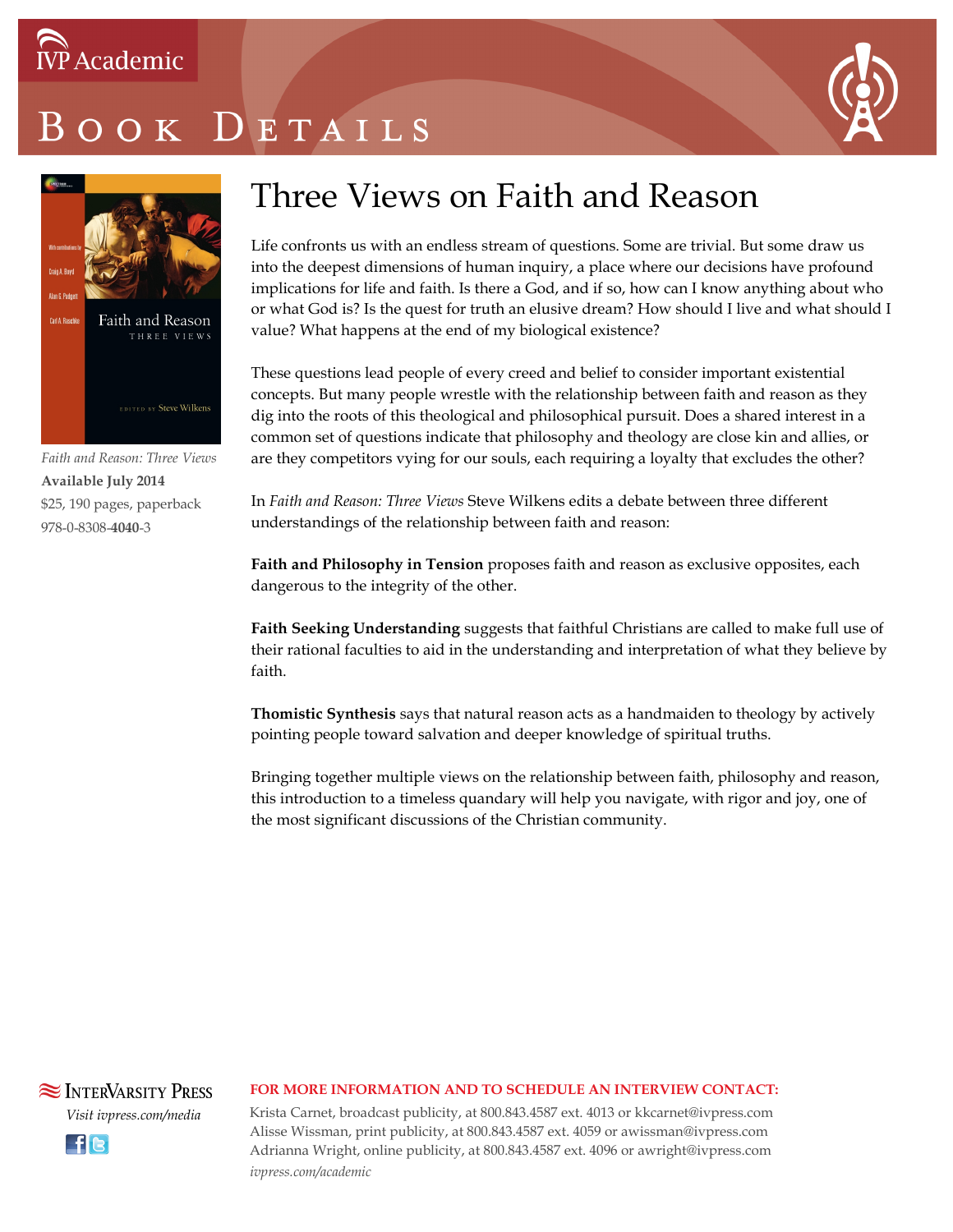IVP Academic

# Book Details

*Faith and Reason: Three Views*
**Available July 2014**
$25, 190 pages, paperback
978-0-8308-**4040**-3

## Three Views on Faith and Reason

Life confronts us with an endless stream of questions. Some are trivial. But some draw us into the deepest dimensions of human inquiry, a place where our decisions have profound implications for life and faith. Is there a God, and if so, how can I know anything about who or what God is? Is the quest for truth an elusive dream? How should I live and what should I value? What happens at the end of my biological existence?

These questions lead people of every creed and belief to consider important existential concepts. But many people wrestle with the relationship between faith and reason as they dig into the roots of this theological and philosophical pursuit. Does a shared interest in a common set of questions indicate that philosophy and theology are close kin and allies, or are they competitors vying for our souls, each requiring a loyalty that excludes the other?

In *Faith and Reason: Three Views* Steve Wilkens edits a debate between three different understandings of the relationship between faith and reason:

**Faith and Philosophy in Tension** proposes faith and reason as exclusive opposites, each dangerous to the integrity of the other.

**Faith Seeking Understanding** suggests that faithful Christians are called to make full use of their rational faculties to aid in the understanding and interpretation of what they believe by faith.

**Thomistic Synthesis** says that natural reason acts as a handmaiden to theology by actively pointing people toward salvation and deeper knowledge of spiritual truths.

Bringing together multiple views on the relationship between faith, philosophy and reason, this introduction to a timeless quandary will help you navigate, with rigor and joy, one of the most significant discussions of the Christian community.

InterVarsity Press
*Visit ivpress.com/media*

**FOR MORE INFORMATION AND TO SCHEDULE AN INTERVIEW CONTACT:**

Krista Carnet, broadcast publicity, at 800.843.4587 ext. 4013 or kkcarnet@ivpress.com
Alisse Wissman, print publicity, at 800.843.4587 ext. 4059 or awissman@ivpress.com
Adrianna Wright, online publicity, at 800.843.4587 ext. 4096 or awright@ivpress.com
*ivpress.com/academic*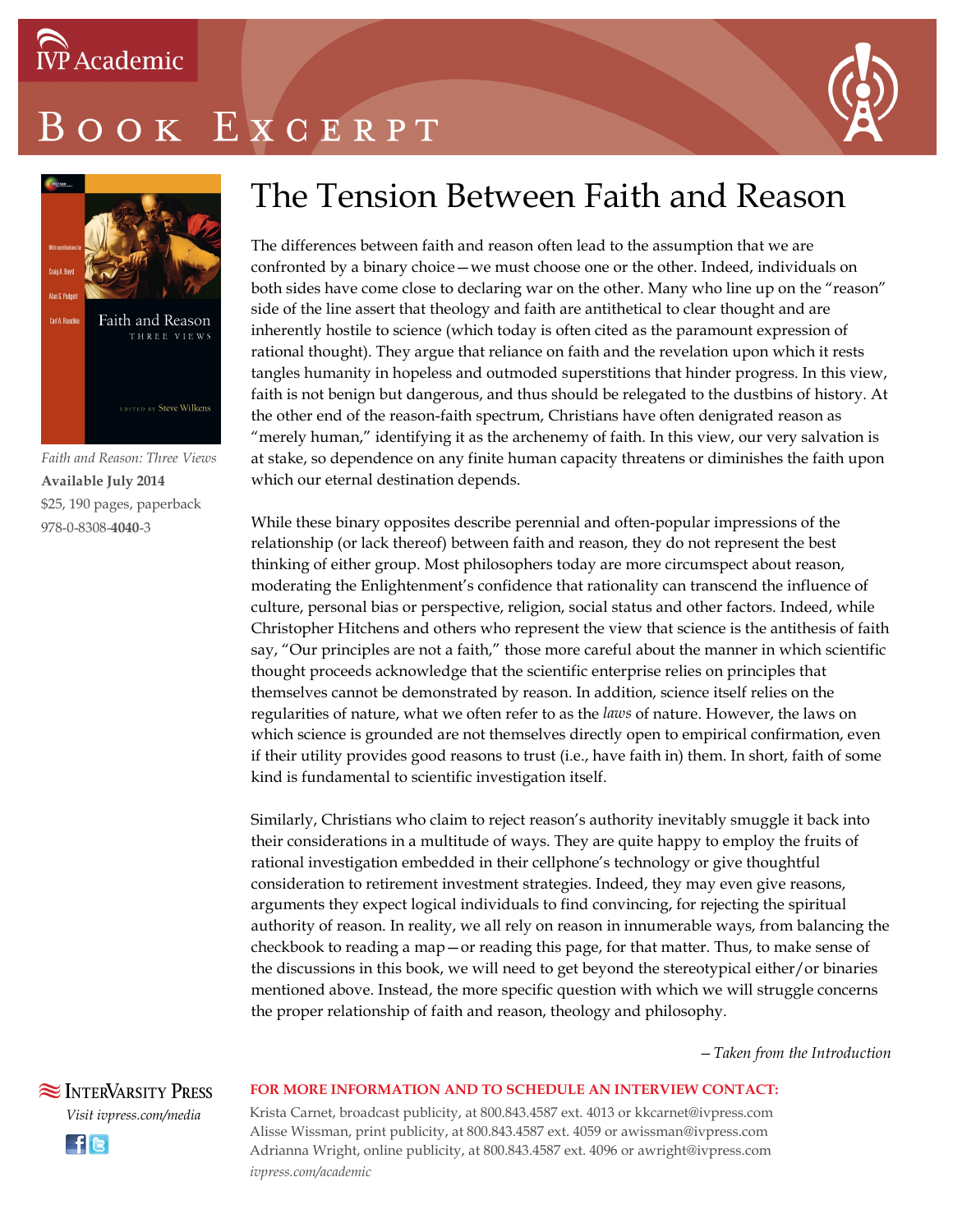IVP Academic

# Book Excerpt

*Faith and Reason: Three Views*
**Available July 2014**
$25, 190 pages, paperback
978-0-8308-**4040**-3

## The Tension Between Faith and Reason

The differences between faith and reason often lead to the assumption that we are confronted by a binary choice—we must choose one or the other. Indeed, individuals on both sides have come close to declaring war on the other. Many who line up on the "reason" side of the line assert that theology and faith are antithetical to clear thought and are inherently hostile to science (which today is often cited as the paramount expression of rational thought). They argue that reliance on faith and the revelation upon which it rests tangles humanity in hopeless and outmoded superstitions that hinder progress. In this view, faith is not benign but dangerous, and thus should be relegated to the dustbins of history. At the other end of the reason-faith spectrum, Christians have often denigrated reason as "merely human," identifying it as the archenemy of faith. In this view, our very salvation is at stake, so dependence on any finite human capacity threatens or diminishes the faith upon which our eternal destination depends.

While these binary opposites describe perennial and often-popular impressions of the relationship (or lack thereof) between faith and reason, they do not represent the best thinking of either group. Most philosophers today are more circumspect about reason, moderating the Enlightenment's confidence that rationality can transcend the influence of culture, personal bias or perspective, religion, social status and other factors. Indeed, while Christopher Hitchens and others who represent the view that science is the antithesis of faith say, "Our principles are not a faith," those more careful about the manner in which scientific thought proceeds acknowledge that the scientific enterprise relies on principles that themselves cannot be demonstrated by reason. In addition, science itself relies on the regularities of nature, what we often refer to as the *laws* of nature. However, the laws on which science is grounded are not themselves directly open to empirical confirmation, even if their utility provides good reasons to trust (i.e., have faith in) them. In short, faith of some kind is fundamental to scientific investigation itself.

Similarly, Christians who claim to reject reason's authority inevitably smuggle it back into their considerations in a multitude of ways. They are quite happy to employ the fruits of rational investigation embedded in their cellphone's technology or give thoughtful consideration to retirement investment strategies. Indeed, they may even give reasons, arguments they expect logical individuals to find convincing, for rejecting the spiritual authority of reason. In reality, we all rely on reason in innumerable ways, from balancing the checkbook to reading a map—or reading this page, for that matter. Thus, to make sense of the discussions in this book, we will need to get beyond the stereotypical either/or binaries mentioned above. Instead, the more specific question with which we will struggle concerns the proper relationship of faith and reason, theology and philosophy.

*—Taken from the Introduction*

InterVarsity Press
*Visit ivpress.com/media*

**FOR MORE INFORMATION AND TO SCHEDULE AN INTERVIEW CONTACT:**

Krista Carnet, broadcast publicity, at 800.843.4587 ext. 4013 or kkcarnet@ivpress.com
Alisse Wissman, print publicity, at 800.843.4587 ext. 4059 or awissman@ivpress.com
Adrianna Wright, online publicity, at 800.843.4587 ext. 4096 or awright@ivpress.com
*ivpress.com/academic*